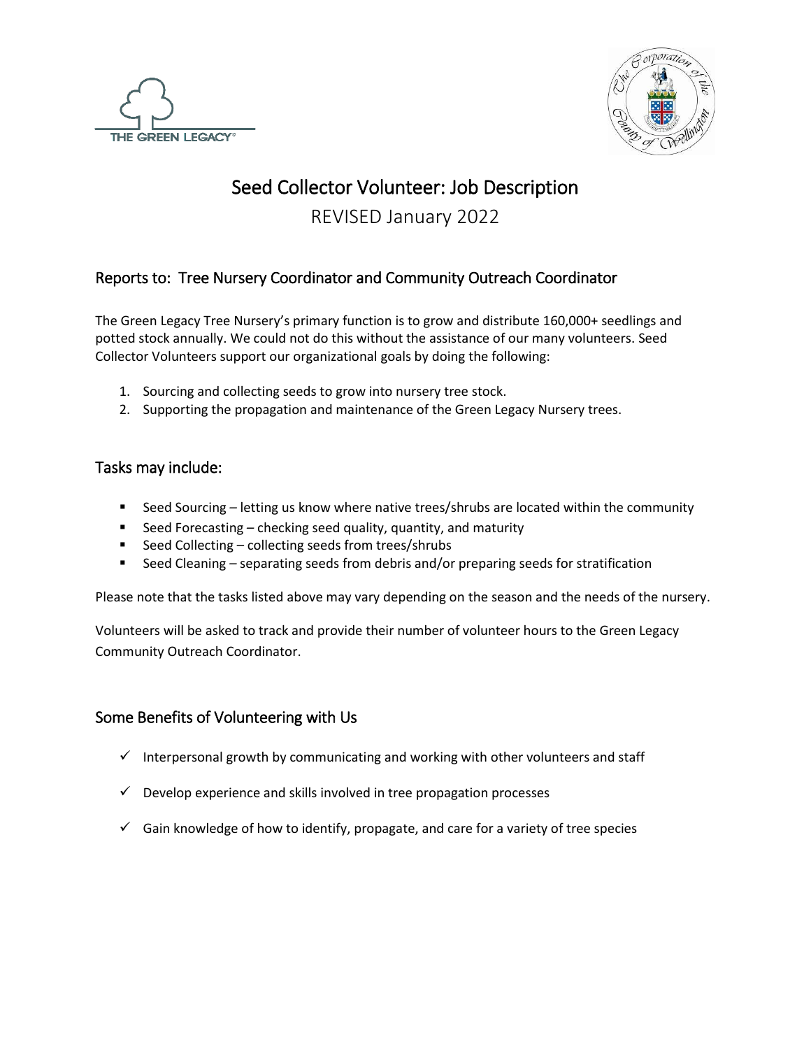# Seed Collector Volunteer: Job Description

REVISED January 2022

## Reports to: Tree Nursery Coordinator and Community Outreach Coordinator

The Green Legacy Tree Nursery's primary function is to grow and distribute 160,000+ seedlings and potted stock annually. We could not do this without the assistance of our many volunteers. Seed Collector Volunteers support our organizational goals by doing the following:

1. Sourcing and collecting seeds to grow into nursery tree stock.
2. Supporting the propagation and maintenance of the Green Legacy Nursery trees.

## Tasks may include:

- Seed Sourcing – letting us know where native trees/shrubs are located within the community
- Seed Forecasting – checking seed quality, quantity, and maturity
- Seed Collecting – collecting seeds from trees/shrubs
- Seed Cleaning – separating seeds from debris and/or preparing seeds for stratification

Please note that the tasks listed above may vary depending on the season and the needs of the nursery.

Volunteers will be asked to track and provide their number of volunteer hours to the Green Legacy Community Outreach Coordinator.

## Some Benefits of Volunteering with Us

- ✓ Interpersonal growth by communicating and working with other volunteers and staff
- ✓ Develop experience and skills involved in tree propagation processes
- ✓ Gain knowledge of how to identify, propagate, and care for a variety of tree species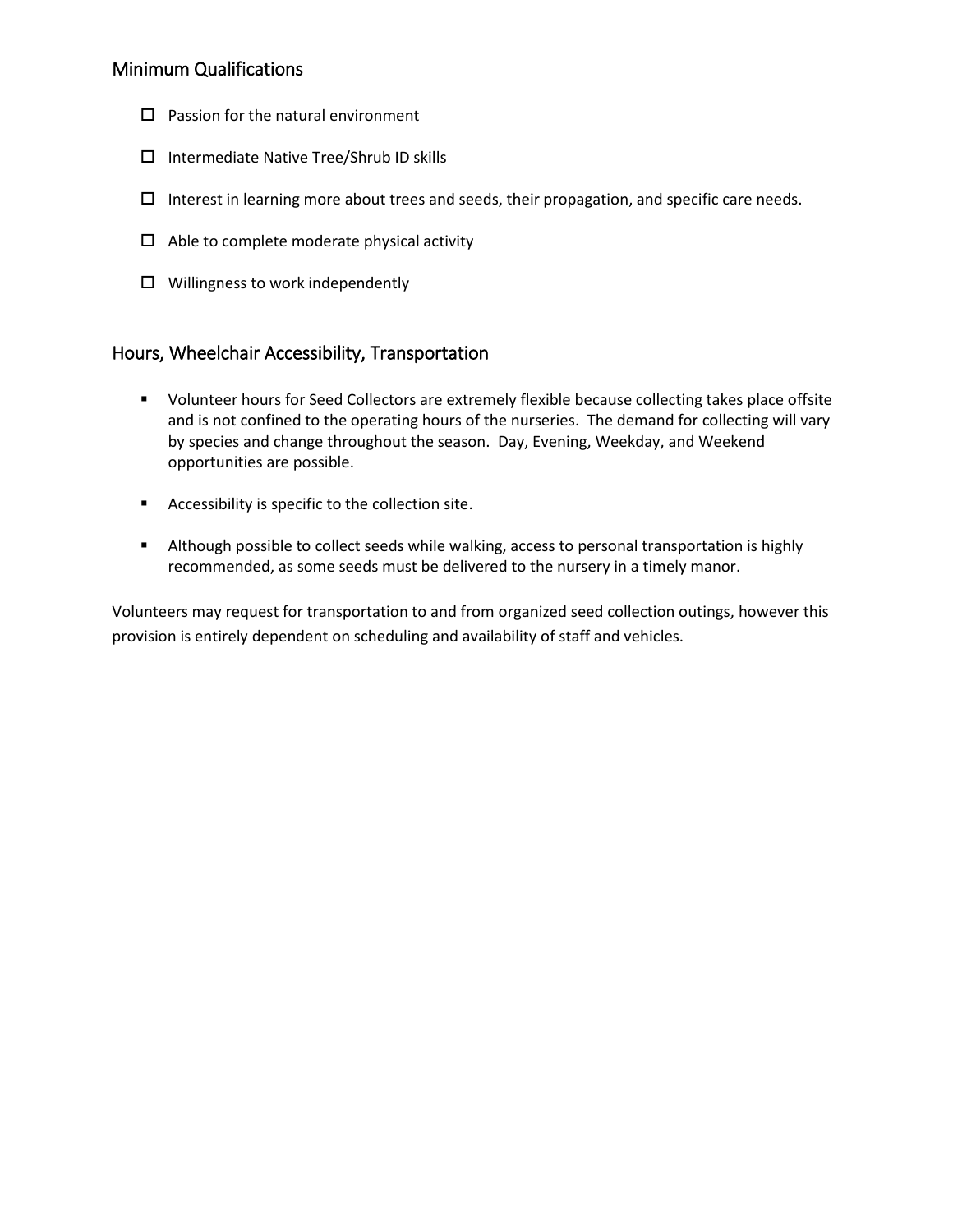## Minimum Qualifications

- ☐ Passion for the natural environment
- ☐ Intermediate Native Tree/Shrub ID skills
- ☐ Interest in learning more about trees and seeds, their propagation, and specific care needs.
- ☐ Able to complete moderate physical activity
- ☐ Willingness to work independently

## Hours, Wheelchair Accessibility, Transportation

- Volunteer hours for Seed Collectors are extremely flexible because collecting takes place offsite and is not confined to the operating hours of the nurseries. The demand for collecting will vary by species and change throughout the season. Day, Evening, Weekday, and Weekend opportunities are possible.
- Accessibility is specific to the collection site.
- Although possible to collect seeds while walking, access to personal transportation is highly recommended, as some seeds must be delivered to the nursery in a timely manor.

Volunteers may request for transportation to and from organized seed collection outings, however this provision is entirely dependent on scheduling and availability of staff and vehicles.